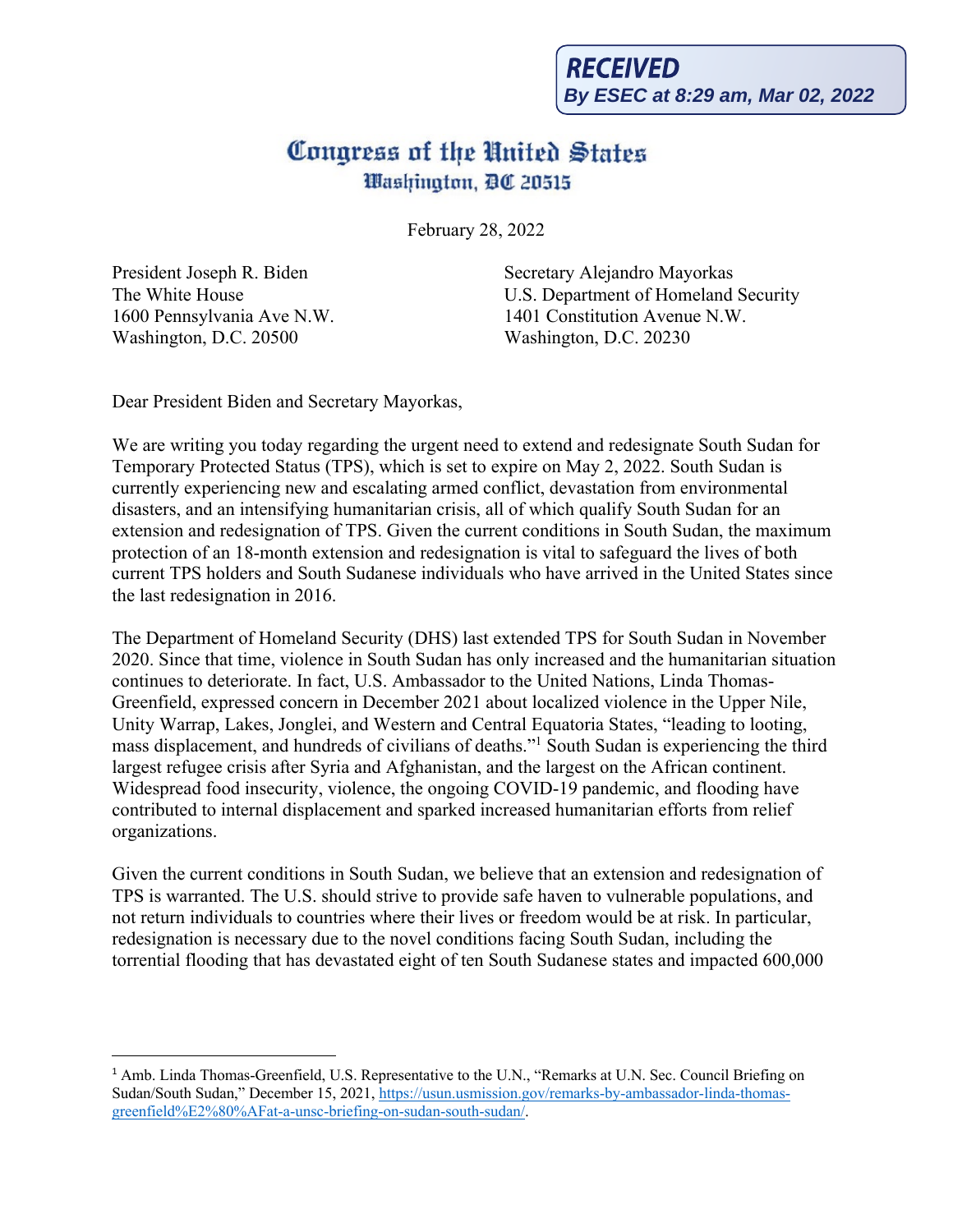**RECEIVED**
*By ESEC at 8:29 am, Mar 02, 2022*

# Congress of the United States
## Washington, DC 20515

February 28, 2022

President Joseph R. Biden
The White House
1600 Pennsylvania Ave N.W.
Washington, D.C. 20500

Secretary Alejandro Mayorkas
U.S. Department of Homeland Security
1401 Constitution Avenue N.W.
Washington, D.C. 20230

Dear President Biden and Secretary Mayorkas,

We are writing you today regarding the urgent need to extend and redesignate South Sudan for Temporary Protected Status (TPS), which is set to expire on May 2, 2022. South Sudan is currently experiencing new and escalating armed conflict, devastation from environmental disasters, and an intensifying humanitarian crisis, all of which qualify South Sudan for an extension and redesignation of TPS. Given the current conditions in South Sudan, the maximum protection of an 18-month extension and redesignation is vital to safeguard the lives of both current TPS holders and South Sudanese individuals who have arrived in the United States since the last redesignation in 2016.

The Department of Homeland Security (DHS) last extended TPS for South Sudan in November 2020. Since that time, violence in South Sudan has only increased and the humanitarian situation continues to deteriorate. In fact, U.S. Ambassador to the United Nations, Linda Thomas-Greenfield, expressed concern in December 2021 about localized violence in the Upper Nile, Unity Warrap, Lakes, Jonglei, and Western and Central Equatoria States, "leading to looting, mass displacement, and hundreds of civilians of deaths."[1] South Sudan is experiencing the third largest refugee crisis after Syria and Afghanistan, and the largest on the African continent. Widespread food insecurity, violence, the ongoing COVID-19 pandemic, and flooding have contributed to internal displacement and sparked increased humanitarian efforts from relief organizations.

Given the current conditions in South Sudan, we believe that an extension and redesignation of TPS is warranted. The U.S. should strive to provide safe haven to vulnerable populations, and not return individuals to countries where their lives or freedom would be at risk. In particular, redesignation is necessary due to the novel conditions facing South Sudan, including the torrential flooding that has devastated eight of ten South Sudanese states and impacted 600,000

---

[1] Amb. Linda Thomas-Greenfield, U.S. Representative to the U.N., "Remarks at U.N. Sec. Council Briefing on Sudan/South Sudan," December 15, 2021, https://usun.usmission.gov/remarks-by-ambassador-linda-thomas-greenfield%E2%80%AFat-a-unsc-briefing-on-sudan-south-sudan/.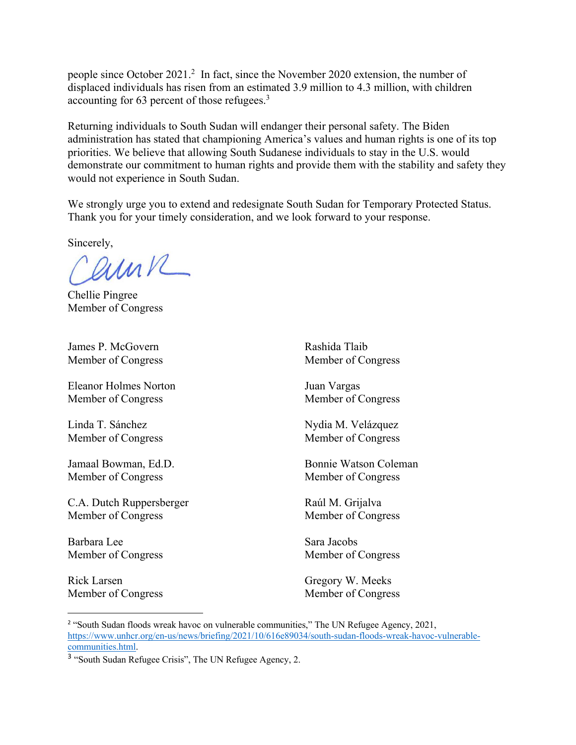people since October 2021.[2] In fact, since the November 2020 extension, the number of displaced individuals has risen from an estimated 3.9 million to 4.3 million, with children accounting for 63 percent of those refugees.[3]

Returning individuals to South Sudan will endanger their personal safety. The Biden administration has stated that championing America's values and human rights is one of its top priorities. We believe that allowing South Sudanese individuals to stay in the U.S. would demonstrate our commitment to human rights and provide them with the stability and safety they would not experience in South Sudan.

We strongly urge you to extend and redesignate South Sudan for Temporary Protected Status. Thank you for your timely consideration, and we look forward to your response.

Sincerely,

Chellie Pingree
Member of Congress

James P. McGovern
Member of Congress

Eleanor Holmes Norton
Member of Congress

Linda T. Sánchez
Member of Congress

Jamaal Bowman, Ed.D.
Member of Congress

C.A. Dutch Ruppersberger
Member of Congress

Barbara Lee
Member of Congress

Rick Larsen
Member of Congress

Rashida Tlaib
Member of Congress

Juan Vargas
Member of Congress

Nydia M. Velázquez
Member of Congress

Bonnie Watson Coleman
Member of Congress

Raúl M. Grijalva
Member of Congress

Sara Jacobs
Member of Congress

Gregory W. Meeks
Member of Congress

---

[2] "South Sudan floods wreak havoc on vulnerable communities," The UN Refugee Agency, 2021, https://www.unhcr.org/en-us/news/briefing/2021/10/616e89034/south-sudan-floods-wreak-havoc-vulnerable-communities.html.

[3] "South Sudan Refugee Crisis", The UN Refugee Agency, 2.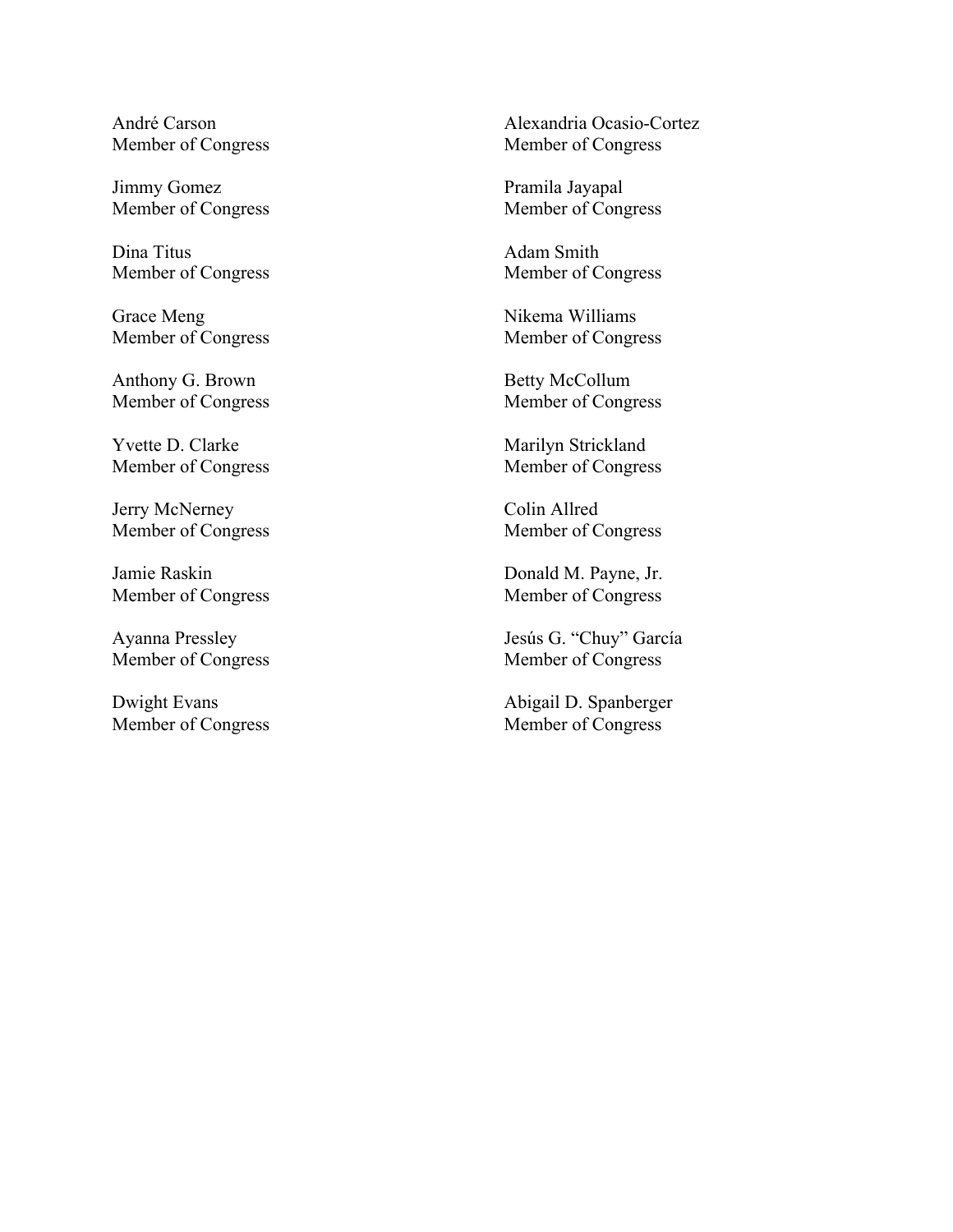André Carson
Member of Congress

Alexandria Ocasio-Cortez
Member of Congress

Jimmy Gomez
Member of Congress

Pramila Jayapal
Member of Congress

Dina Titus
Member of Congress

Adam Smith
Member of Congress

Grace Meng
Member of Congress

Nikema Williams
Member of Congress

Anthony G. Brown
Member of Congress

Betty McCollum
Member of Congress

Yvette D. Clarke
Member of Congress

Marilyn Strickland
Member of Congress

Jerry McNerney
Member of Congress

Colin Allred
Member of Congress

Jamie Raskin
Member of Congress

Donald M. Payne, Jr.
Member of Congress

Ayanna Pressley
Member of Congress

Jesús G. "Chuy" García
Member of Congress

Dwight Evans
Member of Congress

Abigail D. Spanberger
Member of Congress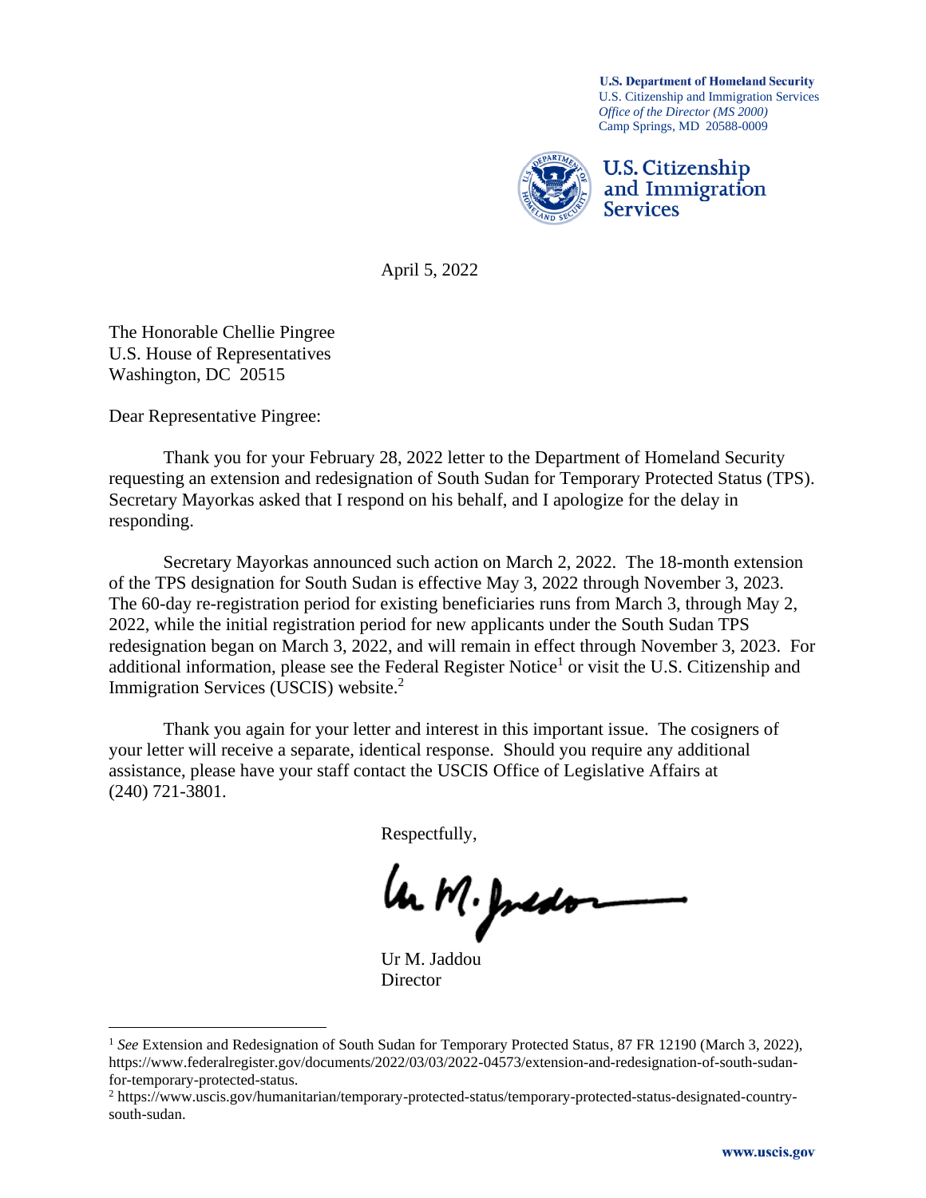**U.S. Department of Homeland Security**
U.S. Citizenship and Immigration Services
*Office of the Director (MS 2000)*
Camp Springs, MD 20588-0009

**U.S. Citizenship and Immigration Services**

April 5, 2022

The Honorable Chellie Pingree
U.S. House of Representatives
Washington, DC 20515

Dear Representative Pingree:

Thank you for your February 28, 2022 letter to the Department of Homeland Security requesting an extension and redesignation of South Sudan for Temporary Protected Status (TPS). Secretary Mayorkas asked that I respond on his behalf, and I apologize for the delay in responding.

Secretary Mayorkas announced such action on March 2, 2022. The 18-month extension of the TPS designation for South Sudan is effective May 3, 2022 through November 3, 2023. The 60-day re-registration period for existing beneficiaries runs from March 3, through May 2, 2022, while the initial registration period for new applicants under the South Sudan TPS redesignation began on March 3, 2022, and will remain in effect through November 3, 2023. For additional information, please see the Federal Register Notice[1] or visit the U.S. Citizenship and Immigration Services (USCIS) website.[2]

Thank you again for your letter and interest in this important issue. The cosigners of your letter will receive a separate, identical response. Should you require any additional assistance, please have your staff contact the USCIS Office of Legislative Affairs at (240) 721-3801.

Respectfully,

Ur M. Jaddou
Director

---

[1] *See* Extension and Redesignation of South Sudan for Temporary Protected Status, 87 FR 12190 (March 3, 2022), https://www.federalregister.gov/documents/2022/03/03/2022-04573/extension-and-redesignation-of-south-sudan-for-temporary-protected-status.

[2] https://www.uscis.gov/humanitarian/temporary-protected-status/temporary-protected-status-designated-country-south-sudan.

www.uscis.gov